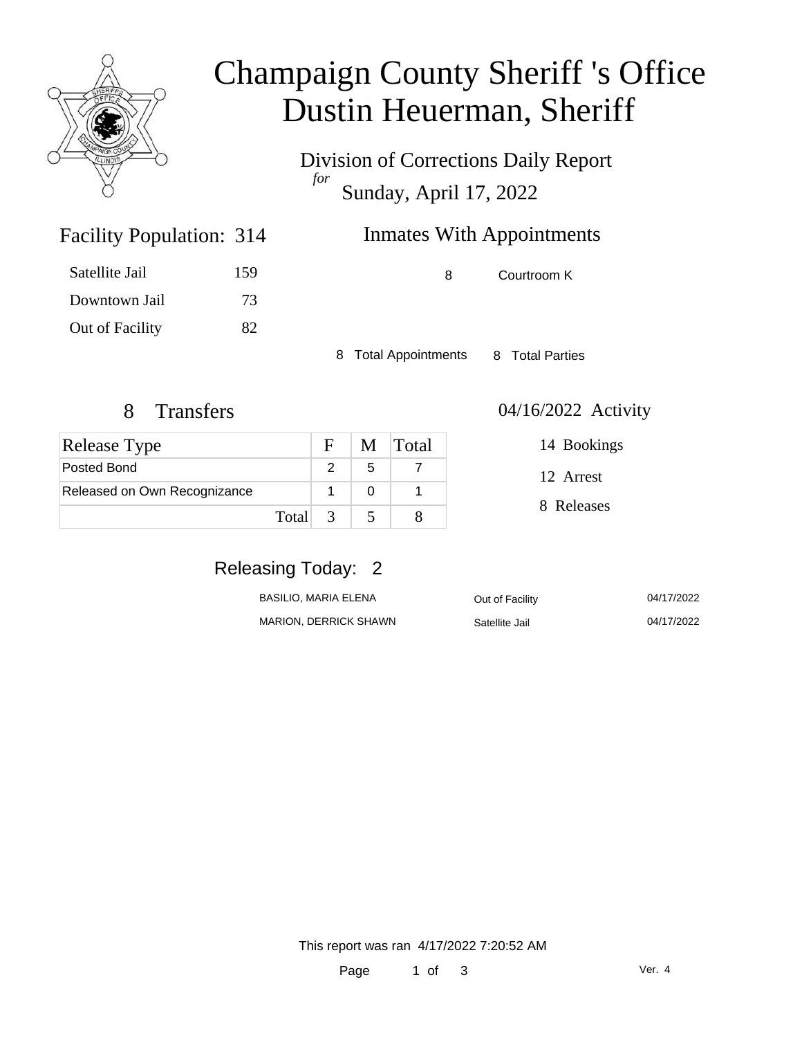# Champaign County Sheriff 's Office
# Dustin Heuerman, Sheriff

Division of Corrections Daily Report
*for*
Sunday, April 17, 2022

## Facility Population: 314

| | |
|---|---|
| Satellite Jail | 159 |
| Downtown Jail | 73 |
| Out of Facility | 82 |

## Inmates With Appointments

| | |
|---|---|
| 8 | Courtroom K |

8 Total Appointments 8 Total Parties

## 8 Transfers

| Release Type | F | M | Total |
|---|---|---|---|
| Posted Bond | 2 | 5 | 7 |
| Released on Own Recognizance | 1 | 0 | 1 |
| Total | 3 | 5 | 8 |

## 04/16/2022 Activity

14 Bookings

12 Arrest

8 Releases

## Releasing Today: 2

| | | |
|---|---|---|
| BASILIO, MARIA ELENA | Out of Facility | 04/17/2022 |
| MARION, DERRICK SHAWN | Satellite Jail | 04/17/2022 |

This report was ran 4/17/2022 7:20:52 AM

Ver. 4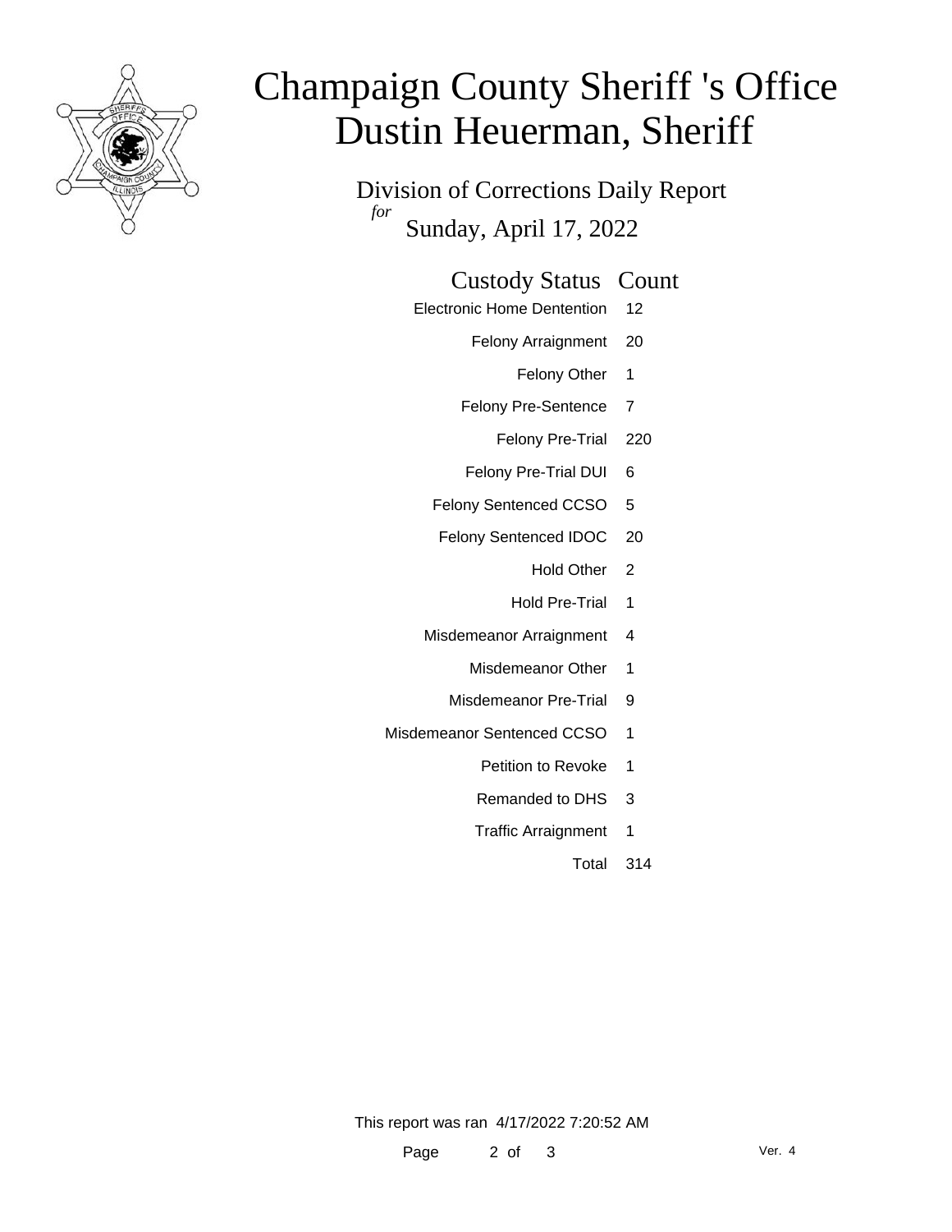# Champaign County Sheriff 's Office
# Dustin Heuerman, Sheriff

## Division of Corrections Daily Report

*for* Sunday, April 17, 2022

| Custody Status | Count |
|---|---|
| Electronic Home Dentention | 12 |
| Felony Arraignment | 20 |
| Felony Other | 1 |
| Felony Pre-Sentence | 7 |
| Felony Pre-Trial | 220 |
| Felony Pre-Trial DUI | 6 |
| Felony Sentenced CCSO | 5 |
| Felony Sentenced IDOC | 20 |
| Hold Other | 2 |
| Hold Pre-Trial | 1 |
| Misdemeanor Arraignment | 4 |
| Misdemeanor Other | 1 |
| Misdemeanor Pre-Trial | 9 |
| Misdemeanor Sentenced CCSO | 1 |
| Petition to Revoke | 1 |
| Remanded to DHS | 3 |
| Traffic Arraignment | 1 |
| Total | 314 |

This report was ran 4/17/2022 7:20:52 AM

Ver. 4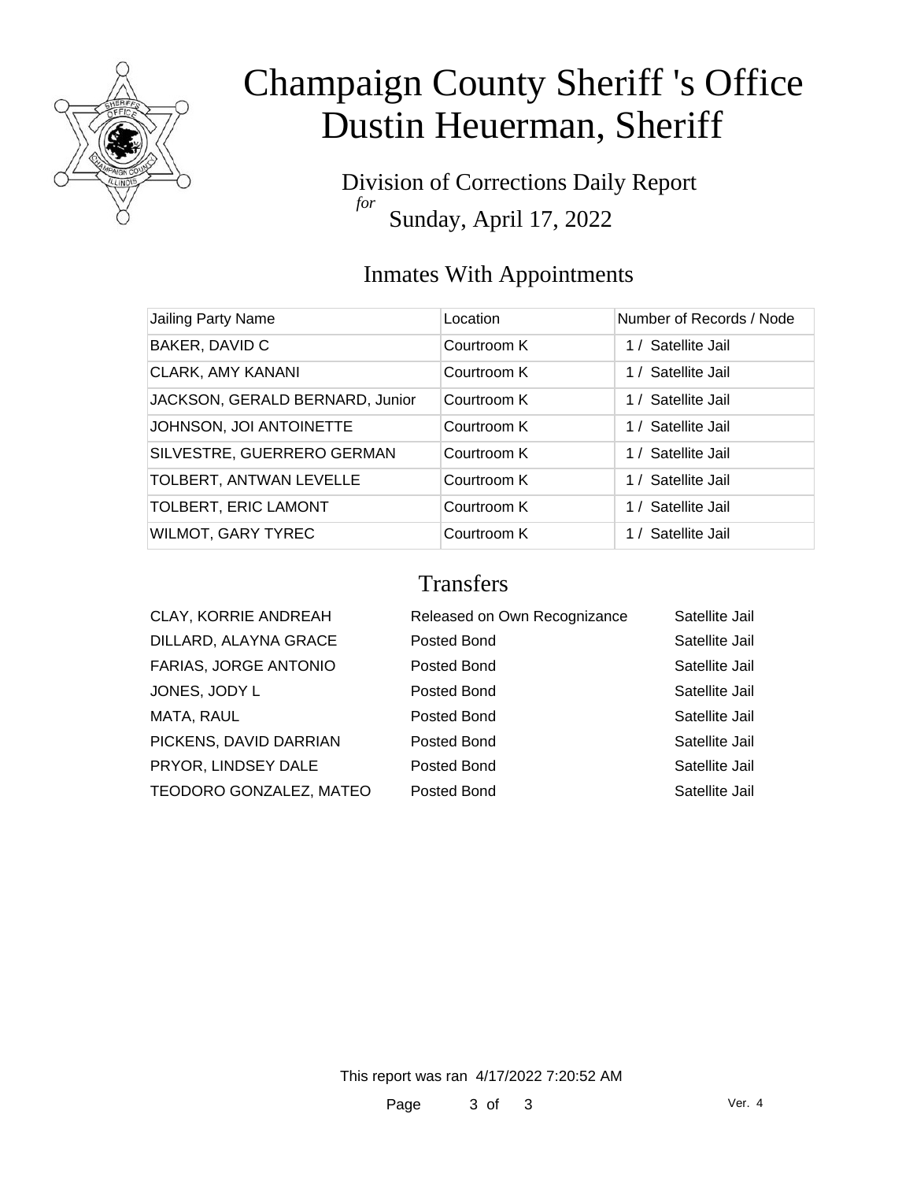# Champaign County Sheriff 's Office
# Dustin Heuerman, Sheriff

Division of Corrections Daily Report
*for*
Sunday, April 17, 2022

## Inmates With Appointments

| Jailing Party Name | Location | Number of Records / Node |
|---|---|---|
| BAKER, DAVID C | Courtroom K | 1 / Satellite Jail |
| CLARK, AMY KANANI | Courtroom K | 1 / Satellite Jail |
| JACKSON, GERALD BERNARD, Junior | Courtroom K | 1 / Satellite Jail |
| JOHNSON, JOI ANTOINETTE | Courtroom K | 1 / Satellite Jail |
| SILVESTRE, GUERRERO GERMAN | Courtroom K | 1 / Satellite Jail |
| TOLBERT, ANTWAN LEVELLE | Courtroom K | 1 / Satellite Jail |
| TOLBERT, ERIC LAMONT | Courtroom K | 1 / Satellite Jail |
| WILMOT, GARY TYREC | Courtroom K | 1 / Satellite Jail |

## Transfers

| | | |
|---|---|---|
| CLAY, KORRIE ANDREAH | Released on Own Recognizance | Satellite Jail |
| DILLARD, ALAYNA GRACE | Posted Bond | Satellite Jail |
| FARIAS, JORGE ANTONIO | Posted Bond | Satellite Jail |
| JONES, JODY L | Posted Bond | Satellite Jail |
| MATA, RAUL | Posted Bond | Satellite Jail |
| PICKENS, DAVID DARRIAN | Posted Bond | Satellite Jail |
| PRYOR, LINDSEY DALE | Posted Bond | Satellite Jail |
| TEODORO GONZALEZ, MATEO | Posted Bond | Satellite Jail |

This report was ran 4/17/2022 7:20:52 AM

Ver. 4